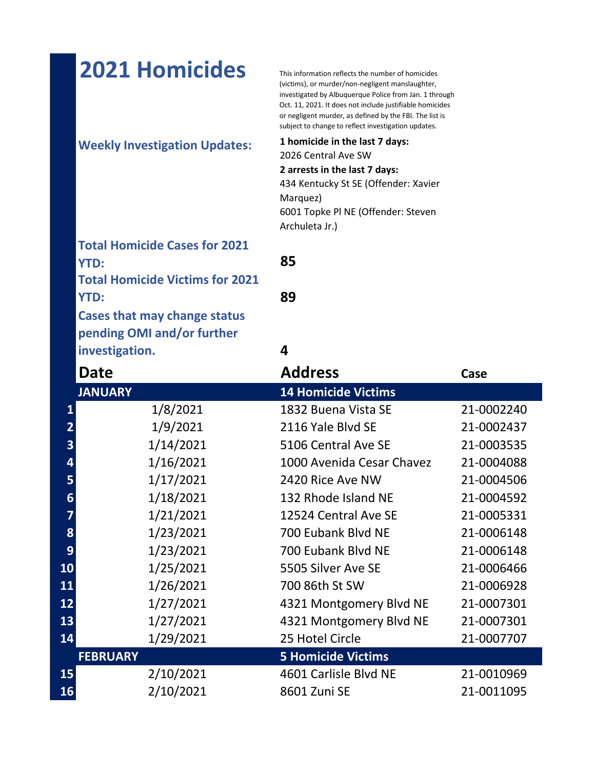# 2021 Homicides

This information reflects the number of homicides (victims), or murder/non-negligent manslaughter, investigated by Albuquerque Police from Jan. 1 through Oct. 11, 2021. It does not include justifiable homicides or negligent murder, as defined by the FBI. The list is subject to change to reflect investigation updates.

**Weekly Investigation Updates:**

**1 homicide in the last 7 days:**
2026 Central Ave SW

**2 arrests in the last 7 days:**
434 Kentucky St SE (Offender: Xavier Marquez)
6001 Topke Pl NE (Offender: Steven Archuleta Jr.)

**Total Homicide Cases for 2021 YTD:** 85

**Total Homicide Victims for 2021 YTD:** 89

**Cases that may change status pending OMI and/or further investigation.** 4

| | Date | Address | Case |
|---|---|---|---|
| | **JANUARY** | **14 Homicide Victims** | |
| 1 | 1/8/2021 | 1832 Buena Vista SE | 21-0002240 |
| 2 | 1/9/2021 | 2116 Yale Blvd SE | 21-0002437 |
| 3 | 1/14/2021 | 5106 Central Ave SE | 21-0003535 |
| 4 | 1/16/2021 | 1000 Avenida Cesar Chavez | 21-0004088 |
| 5 | 1/17/2021 | 2420 Rice Ave NW | 21-0004506 |
| 6 | 1/18/2021 | 132 Rhode Island NE | 21-0004592 |
| 7 | 1/21/2021 | 12524 Central Ave SE | 21-0005331 |
| 8 | 1/23/2021 | 700 Eubank Blvd NE | 21-0006148 |
| 9 | 1/23/2021 | 700 Eubank Blvd NE | 21-0006148 |
| 10 | 1/25/2021 | 5505 Silver Ave SE | 21-0006466 |
| 11 | 1/26/2021 | 700 86th St SW | 21-0006928 |
| 12 | 1/27/2021 | 4321 Montgomery Blvd NE | 21-0007301 |
| 13 | 1/27/2021 | 4321 Montgomery Blvd NE | 21-0007301 |
| 14 | 1/29/2021 | 25 Hotel Circle | 21-0007707 |
| | **FEBRUARY** | **5 Homicide Victims** | |
| 15 | 2/10/2021 | 4601 Carlisle Blvd NE | 21-0010969 |
| 16 | 2/10/2021 | 8601 Zuni SE | 21-0011095 |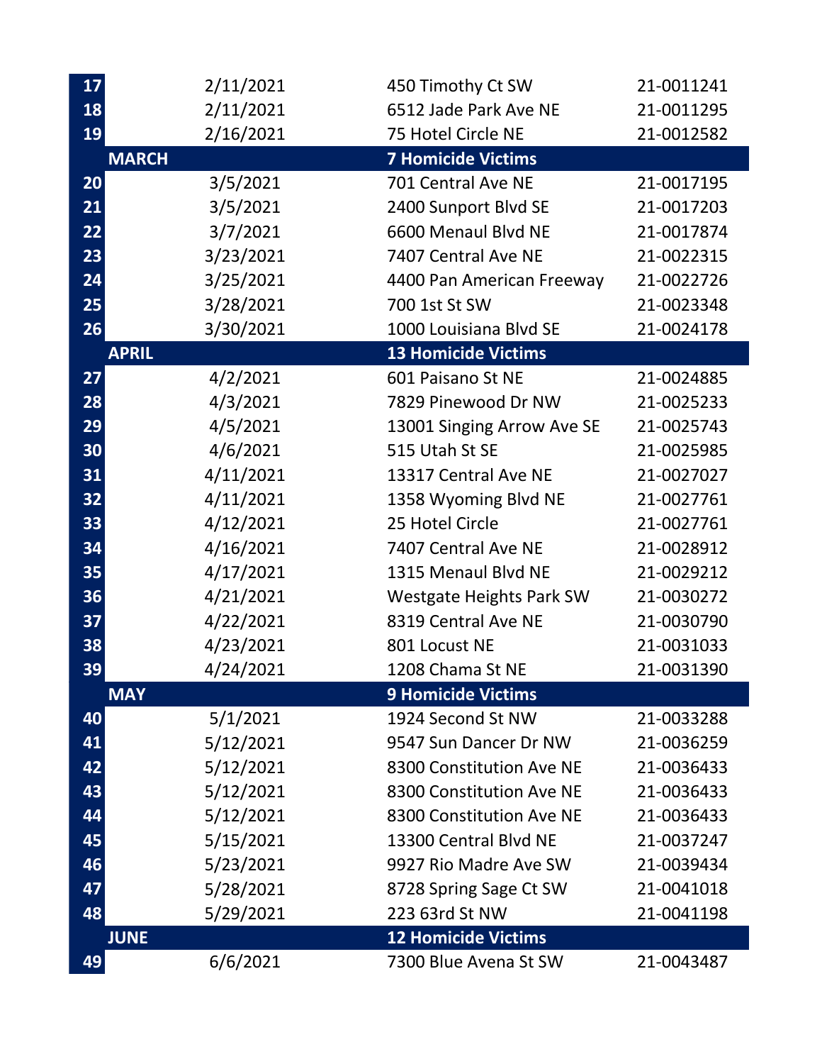| | | | |
|---|---|---|---|
| 17 | 2/11/2021 | 450 Timothy Ct SW | 21-0011241 |
| 18 | 2/11/2021 | 6512 Jade Park Ave NE | 21-0011295 |
| 19 | 2/16/2021 | 75 Hotel Circle NE | 21-0012582 |
| **MARCH** | | **7 Homicide Victims** | |
| 20 | 3/5/2021 | 701 Central Ave NE | 21-0017195 |
| 21 | 3/5/2021 | 2400 Sunport Blvd SE | 21-0017203 |
| 22 | 3/7/2021 | 6600 Menaul Blvd NE | 21-0017874 |
| 23 | 3/23/2021 | 7407 Central Ave NE | 21-0022315 |
| 24 | 3/25/2021 | 4400 Pan American Freeway | 21-0022726 |
| 25 | 3/28/2021 | 700 1st St SW | 21-0023348 |
| 26 | 3/30/2021 | 1000 Louisiana Blvd SE | 21-0024178 |
| **APRIL** | | **13 Homicide Victims** | |
| 27 | 4/2/2021 | 601 Paisano St NE | 21-0024885 |
| 28 | 4/3/2021 | 7829 Pinewood Dr NW | 21-0025233 |
| 29 | 4/5/2021 | 13001 Singing Arrow Ave SE | 21-0025743 |
| 30 | 4/6/2021 | 515 Utah St SE | 21-0025985 |
| 31 | 4/11/2021 | 13317 Central Ave NE | 21-0027027 |
| 32 | 4/11/2021 | 1358 Wyoming Blvd NE | 21-0027761 |
| 33 | 4/12/2021 | 25 Hotel Circle | 21-0027761 |
| 34 | 4/16/2021 | 7407 Central Ave NE | 21-0028912 |
| 35 | 4/17/2021 | 1315 Menaul Blvd NE | 21-0029212 |
| 36 | 4/21/2021 | Westgate Heights Park SW | 21-0030272 |
| 37 | 4/22/2021 | 8319 Central Ave NE | 21-0030790 |
| 38 | 4/23/2021 | 801 Locust NE | 21-0031033 |
| 39 | 4/24/2021 | 1208 Chama St NE | 21-0031390 |
| **MAY** | | **9 Homicide Victims** | |
| 40 | 5/1/2021 | 1924 Second St NW | 21-0033288 |
| 41 | 5/12/2021 | 9547 Sun Dancer Dr NW | 21-0036259 |
| 42 | 5/12/2021 | 8300 Constitution Ave NE | 21-0036433 |
| 43 | 5/12/2021 | 8300 Constitution Ave NE | 21-0036433 |
| 44 | 5/12/2021 | 8300 Constitution Ave NE | 21-0036433 |
| 45 | 5/15/2021 | 13300 Central Blvd NE | 21-0037247 |
| 46 | 5/23/2021 | 9927 Rio Madre Ave SW | 21-0039434 |
| 47 | 5/28/2021 | 8728 Spring Sage Ct SW | 21-0041018 |
| 48 | 5/29/2021 | 223 63rd St NW | 21-0041198 |
| **JUNE** | | **12 Homicide Victims** | |
| 49 | 6/6/2021 | 7300 Blue Avena St SW | 21-0043487 |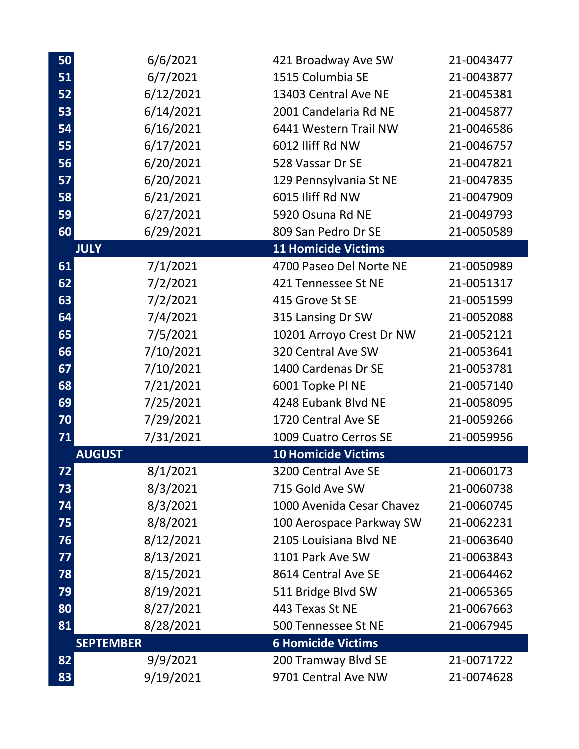| | | | |
|---|---|---|---|
| 50 | 6/6/2021 | 421 Broadway Ave SW | 21-0043477 |
| 51 | 6/7/2021 | 1515 Columbia SE | 21-0043877 |
| 52 | 6/12/2021 | 13403 Central Ave NE | 21-0045381 |
| 53 | 6/14/2021 | 2001 Candelaria Rd NE | 21-0045877 |
| 54 | 6/16/2021 | 6441 Western Trail NW | 21-0046586 |
| 55 | 6/17/2021 | 6012 Iliff Rd NW | 21-0046757 |
| 56 | 6/20/2021 | 528 Vassar Dr SE | 21-0047821 |
| 57 | 6/20/2021 | 129 Pennsylvania St NE | 21-0047835 |
| 58 | 6/21/2021 | 6015 Iliff Rd NW | 21-0047909 |
| 59 | 6/27/2021 | 5920 Osuna Rd NE | 21-0049793 |
| 60 | 6/29/2021 | 809 San Pedro Dr SE | 21-0050589 |
| **JULY** | | **11 Homicide Victims** | |
| 61 | 7/1/2021 | 4700 Paseo Del Norte NE | 21-0050989 |
| 62 | 7/2/2021 | 421 Tennessee St NE | 21-0051317 |
| 63 | 7/2/2021 | 415 Grove St SE | 21-0051599 |
| 64 | 7/4/2021 | 315 Lansing Dr SW | 21-0052088 |
| 65 | 7/5/2021 | 10201 Arroyo Crest Dr NW | 21-0052121 |
| 66 | 7/10/2021 | 320 Central Ave SW | 21-0053641 |
| 67 | 7/10/2021 | 1400 Cardenas Dr SE | 21-0053781 |
| 68 | 7/21/2021 | 6001 Topke Pl NE | 21-0057140 |
| 69 | 7/25/2021 | 4248 Eubank Blvd NE | 21-0058095 |
| 70 | 7/29/2021 | 1720 Central Ave SE | 21-0059266 |
| 71 | 7/31/2021 | 1009 Cuatro Cerros SE | 21-0059956 |
| **AUGUST** | | **10 Homicide Victims** | |
| 72 | 8/1/2021 | 3200 Central Ave SE | 21-0060173 |
| 73 | 8/3/2021 | 715 Gold Ave SW | 21-0060738 |
| 74 | 8/3/2021 | 1000 Avenida Cesar Chavez | 21-0060745 |
| 75 | 8/8/2021 | 100 Aerospace Parkway SW | 21-0062231 |
| 76 | 8/12/2021 | 2105 Louisiana Blvd NE | 21-0063640 |
| 77 | 8/13/2021 | 1101 Park Ave SW | 21-0063843 |
| 78 | 8/15/2021 | 8614 Central Ave SE | 21-0064462 |
| 79 | 8/19/2021 | 511 Bridge Blvd SW | 21-0065365 |
| 80 | 8/27/2021 | 443 Texas St NE | 21-0067663 |
| 81 | 8/28/2021 | 500 Tennessee St NE | 21-0067945 |
| **SEPTEMBER** | | **6 Homicide Victims** | |
| 82 | 9/9/2021 | 200 Tramway Blvd SE | 21-0071722 |
| 83 | 9/19/2021 | 9701 Central Ave NW | 21-0074628 |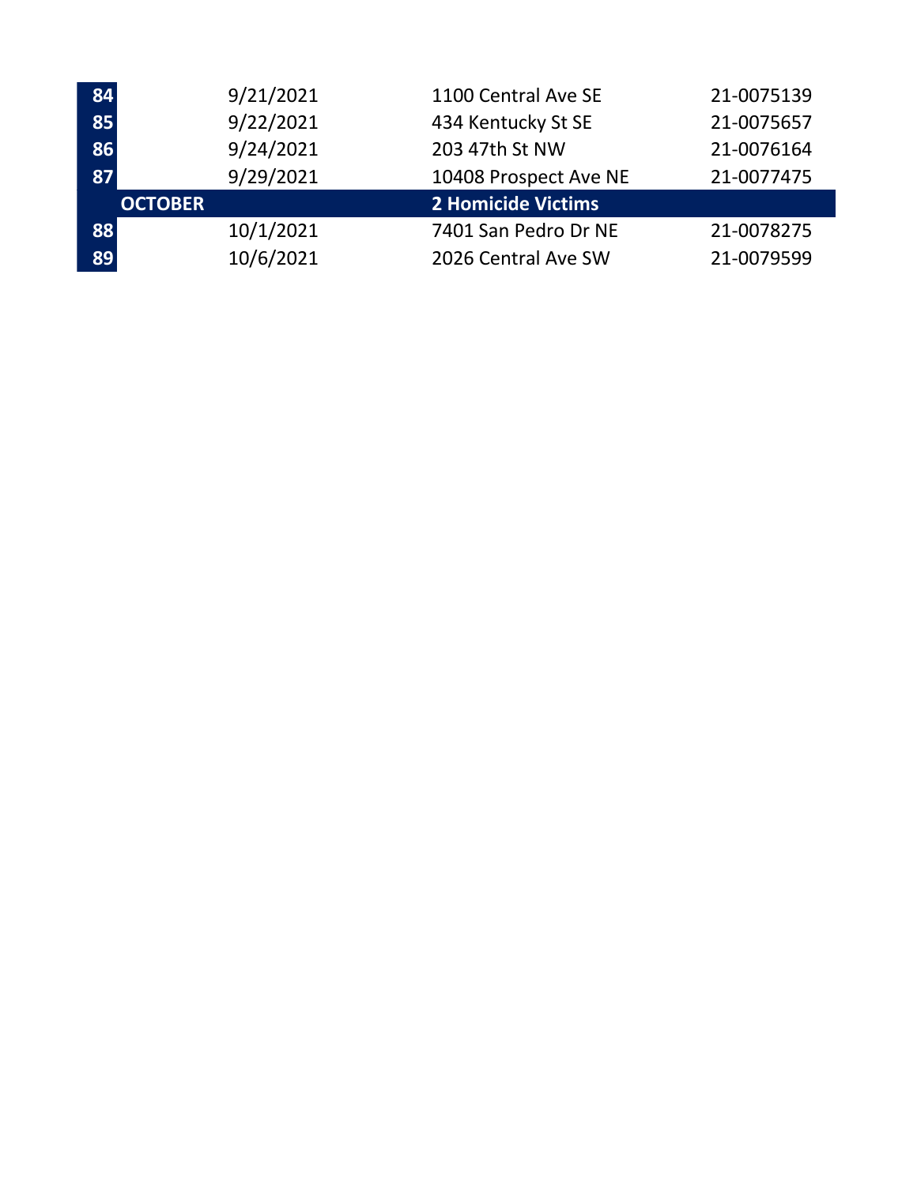| | | | | |
|---|---|---|---|---|
| 84 | | 9/21/2021 | 1100 Central Ave SE | 21-0075139 |
| 85 | | 9/22/2021 | 434 Kentucky St SE | 21-0075657 |
| 86 | | 9/24/2021 | 203 47th St NW | 21-0076164 |
| 87 | | 9/29/2021 | 10408 Prospect Ave NE | 21-0077475 |
| | **OCTOBER** | | **2 Homicide Victims** | |
| 88 | | 10/1/2021 | 7401 San Pedro Dr NE | 21-0078275 |
| 89 | | 10/6/2021 | 2026 Central Ave SW | 21-0079599 |